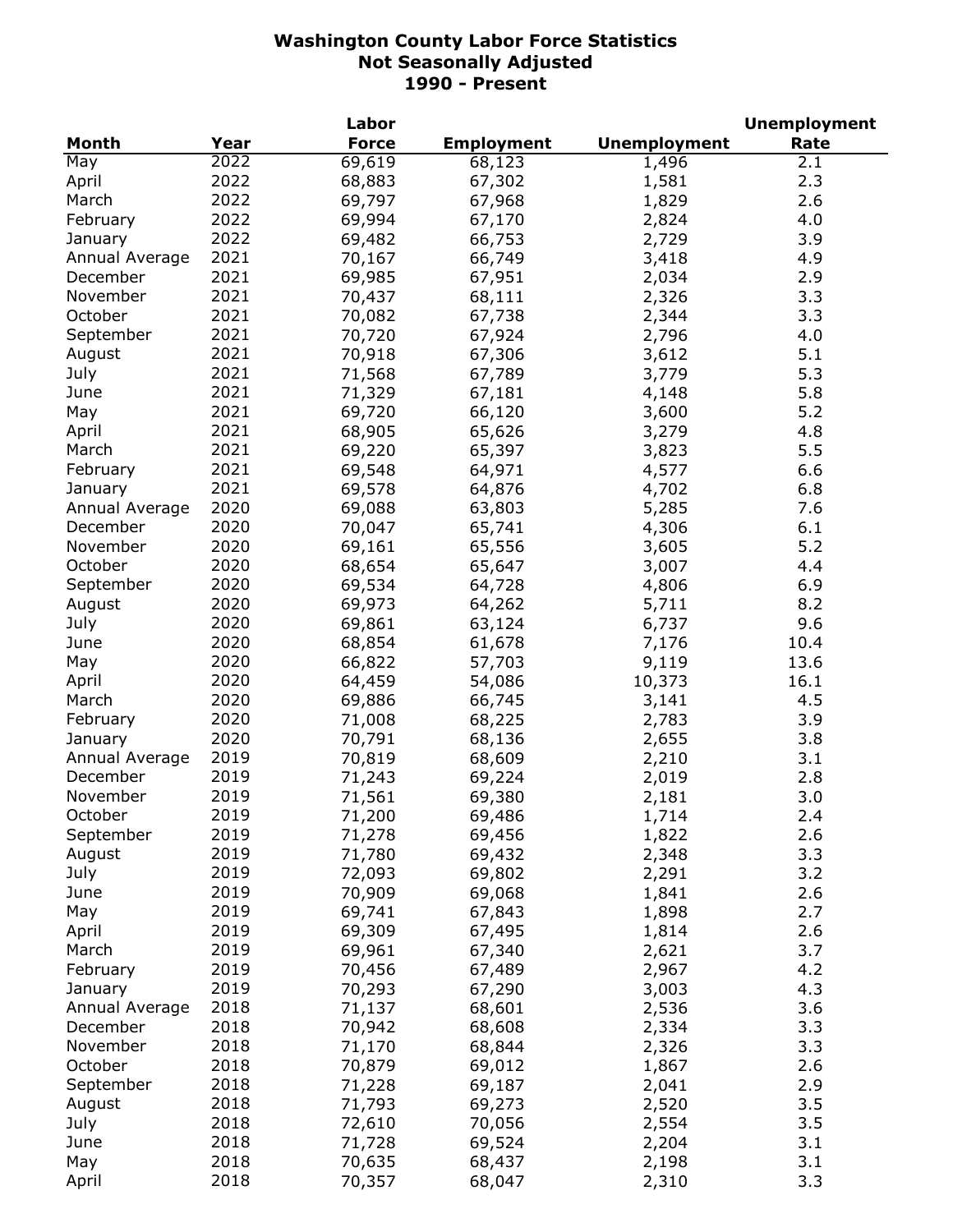# Washington County Labor Force Statistics
## Not Seasonally Adjusted
## 1990 - Present

| Month | Year | Labor Force | Employment | Unemployment | Unemployment Rate |
|---|---|---|---|---|---|
| May | 2022 | 69,619 | 68,123 | 1,496 | 2.1 |
| April | 2022 | 68,883 | 67,302 | 1,581 | 2.3 |
| March | 2022 | 69,797 | 67,968 | 1,829 | 2.6 |
| February | 2022 | 69,994 | 67,170 | 2,824 | 4.0 |
| January | 2022 | 69,482 | 66,753 | 2,729 | 3.9 |
| Annual Average | 2021 | 70,167 | 66,749 | 3,418 | 4.9 |
| December | 2021 | 69,985 | 67,951 | 2,034 | 2.9 |
| November | 2021 | 70,437 | 68,111 | 2,326 | 3.3 |
| October | 2021 | 70,082 | 67,738 | 2,344 | 3.3 |
| September | 2021 | 70,720 | 67,924 | 2,796 | 4.0 |
| August | 2021 | 70,918 | 67,306 | 3,612 | 5.1 |
| July | 2021 | 71,568 | 67,789 | 3,779 | 5.3 |
| June | 2021 | 71,329 | 67,181 | 4,148 | 5.8 |
| May | 2021 | 69,720 | 66,120 | 3,600 | 5.2 |
| April | 2021 | 68,905 | 65,626 | 3,279 | 4.8 |
| March | 2021 | 69,220 | 65,397 | 3,823 | 5.5 |
| February | 2021 | 69,548 | 64,971 | 4,577 | 6.6 |
| January | 2021 | 69,578 | 64,876 | 4,702 | 6.8 |
| Annual Average | 2020 | 69,088 | 63,803 | 5,285 | 7.6 |
| December | 2020 | 70,047 | 65,741 | 4,306 | 6.1 |
| November | 2020 | 69,161 | 65,556 | 3,605 | 5.2 |
| October | 2020 | 68,654 | 65,647 | 3,007 | 4.4 |
| September | 2020 | 69,534 | 64,728 | 4,806 | 6.9 |
| August | 2020 | 69,973 | 64,262 | 5,711 | 8.2 |
| July | 2020 | 69,861 | 63,124 | 6,737 | 9.6 |
| June | 2020 | 68,854 | 61,678 | 7,176 | 10.4 |
| May | 2020 | 66,822 | 57,703 | 9,119 | 13.6 |
| April | 2020 | 64,459 | 54,086 | 10,373 | 16.1 |
| March | 2020 | 69,886 | 66,745 | 3,141 | 4.5 |
| February | 2020 | 71,008 | 68,225 | 2,783 | 3.9 |
| January | 2020 | 70,791 | 68,136 | 2,655 | 3.8 |
| Annual Average | 2019 | 70,819 | 68,609 | 2,210 | 3.1 |
| December | 2019 | 71,243 | 69,224 | 2,019 | 2.8 |
| November | 2019 | 71,561 | 69,380 | 2,181 | 3.0 |
| October | 2019 | 71,200 | 69,486 | 1,714 | 2.4 |
| September | 2019 | 71,278 | 69,456 | 1,822 | 2.6 |
| August | 2019 | 71,780 | 69,432 | 2,348 | 3.3 |
| July | 2019 | 72,093 | 69,802 | 2,291 | 3.2 |
| June | 2019 | 70,909 | 69,068 | 1,841 | 2.6 |
| May | 2019 | 69,741 | 67,843 | 1,898 | 2.7 |
| April | 2019 | 69,309 | 67,495 | 1,814 | 2.6 |
| March | 2019 | 69,961 | 67,340 | 2,621 | 3.7 |
| February | 2019 | 70,456 | 67,489 | 2,967 | 4.2 |
| January | 2019 | 70,293 | 67,290 | 3,003 | 4.3 |
| Annual Average | 2018 | 71,137 | 68,601 | 2,536 | 3.6 |
| December | 2018 | 70,942 | 68,608 | 2,334 | 3.3 |
| November | 2018 | 71,170 | 68,844 | 2,326 | 3.3 |
| October | 2018 | 70,879 | 69,012 | 1,867 | 2.6 |
| September | 2018 | 71,228 | 69,187 | 2,041 | 2.9 |
| August | 2018 | 71,793 | 69,273 | 2,520 | 3.5 |
| July | 2018 | 72,610 | 70,056 | 2,554 | 3.5 |
| June | 2018 | 71,728 | 69,524 | 2,204 | 3.1 |
| May | 2018 | 70,635 | 68,437 | 2,198 | 3.1 |
| April | 2018 | 70,357 | 68,047 | 2,310 | 3.3 |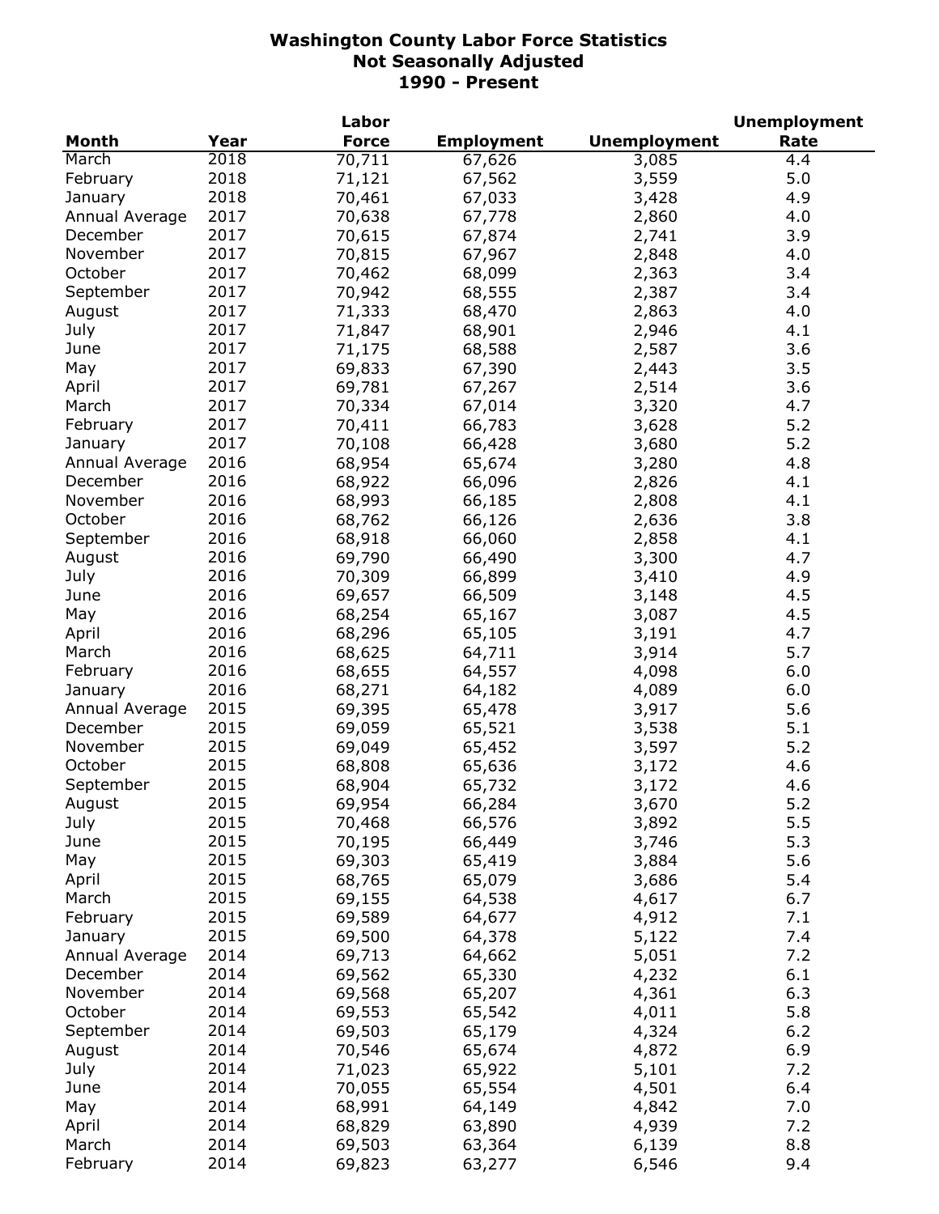# Washington County Labor Force Statistics
## Not Seasonally Adjusted
## 1990 - Present

| Month | Year | Labor Force | Employment | Unemployment | Unemployment Rate |
|---|---|---|---|---|---|
| March | 2018 | 70,711 | 67,626 | 3,085 | 4.4 |
| February | 2018 | 71,121 | 67,562 | 3,559 | 5.0 |
| January | 2018 | 70,461 | 67,033 | 3,428 | 4.9 |
| Annual Average | 2017 | 70,638 | 67,778 | 2,860 | 4.0 |
| December | 2017 | 70,615 | 67,874 | 2,741 | 3.9 |
| November | 2017 | 70,815 | 67,967 | 2,848 | 4.0 |
| October | 2017 | 70,462 | 68,099 | 2,363 | 3.4 |
| September | 2017 | 70,942 | 68,555 | 2,387 | 3.4 |
| August | 2017 | 71,333 | 68,470 | 2,863 | 4.0 |
| July | 2017 | 71,847 | 68,901 | 2,946 | 4.1 |
| June | 2017 | 71,175 | 68,588 | 2,587 | 3.6 |
| May | 2017 | 69,833 | 67,390 | 2,443 | 3.5 |
| April | 2017 | 69,781 | 67,267 | 2,514 | 3.6 |
| March | 2017 | 70,334 | 67,014 | 3,320 | 4.7 |
| February | 2017 | 70,411 | 66,783 | 3,628 | 5.2 |
| January | 2017 | 70,108 | 66,428 | 3,680 | 5.2 |
| Annual Average | 2016 | 68,954 | 65,674 | 3,280 | 4.8 |
| December | 2016 | 68,922 | 66,096 | 2,826 | 4.1 |
| November | 2016 | 68,993 | 66,185 | 2,808 | 4.1 |
| October | 2016 | 68,762 | 66,126 | 2,636 | 3.8 |
| September | 2016 | 68,918 | 66,060 | 2,858 | 4.1 |
| August | 2016 | 69,790 | 66,490 | 3,300 | 4.7 |
| July | 2016 | 70,309 | 66,899 | 3,410 | 4.9 |
| June | 2016 | 69,657 | 66,509 | 3,148 | 4.5 |
| May | 2016 | 68,254 | 65,167 | 3,087 | 4.5 |
| April | 2016 | 68,296 | 65,105 | 3,191 | 4.7 |
| March | 2016 | 68,625 | 64,711 | 3,914 | 5.7 |
| February | 2016 | 68,655 | 64,557 | 4,098 | 6.0 |
| January | 2016 | 68,271 | 64,182 | 4,089 | 6.0 |
| Annual Average | 2015 | 69,395 | 65,478 | 3,917 | 5.6 |
| December | 2015 | 69,059 | 65,521 | 3,538 | 5.1 |
| November | 2015 | 69,049 | 65,452 | 3,597 | 5.2 |
| October | 2015 | 68,808 | 65,636 | 3,172 | 4.6 |
| September | 2015 | 68,904 | 65,732 | 3,172 | 4.6 |
| August | 2015 | 69,954 | 66,284 | 3,670 | 5.2 |
| July | 2015 | 70,468 | 66,576 | 3,892 | 5.5 |
| June | 2015 | 70,195 | 66,449 | 3,746 | 5.3 |
| May | 2015 | 69,303 | 65,419 | 3,884 | 5.6 |
| April | 2015 | 68,765 | 65,079 | 3,686 | 5.4 |
| March | 2015 | 69,155 | 64,538 | 4,617 | 6.7 |
| February | 2015 | 69,589 | 64,677 | 4,912 | 7.1 |
| January | 2015 | 69,500 | 64,378 | 5,122 | 7.4 |
| Annual Average | 2014 | 69,713 | 64,662 | 5,051 | 7.2 |
| December | 2014 | 69,562 | 65,330 | 4,232 | 6.1 |
| November | 2014 | 69,568 | 65,207 | 4,361 | 6.3 |
| October | 2014 | 69,553 | 65,542 | 4,011 | 5.8 |
| September | 2014 | 69,503 | 65,179 | 4,324 | 6.2 |
| August | 2014 | 70,546 | 65,674 | 4,872 | 6.9 |
| July | 2014 | 71,023 | 65,922 | 5,101 | 7.2 |
| June | 2014 | 70,055 | 65,554 | 4,501 | 6.4 |
| May | 2014 | 68,991 | 64,149 | 4,842 | 7.0 |
| April | 2014 | 68,829 | 63,890 | 4,939 | 7.2 |
| March | 2014 | 69,503 | 63,364 | 6,139 | 8.8 |
| February | 2014 | 69,823 | 63,277 | 6,546 | 9.4 |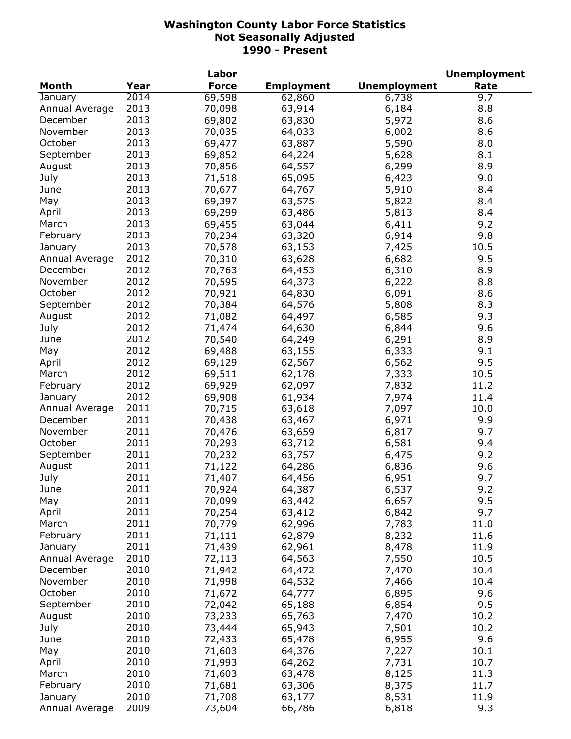# Washington County Labor Force Statistics
## Not Seasonally Adjusted
## 1990 - Present

| Month | Year | Labor Force | Employment | Unemployment | Unemployment Rate |
|---|---|---|---|---|---|
| January | 2014 | 69,598 | 62,860 | 6,738 | 9.7 |
| Annual Average | 2013 | 70,098 | 63,914 | 6,184 | 8.8 |
| December | 2013 | 69,802 | 63,830 | 5,972 | 8.6 |
| November | 2013 | 70,035 | 64,033 | 6,002 | 8.6 |
| October | 2013 | 69,477 | 63,887 | 5,590 | 8.0 |
| September | 2013 | 69,852 | 64,224 | 5,628 | 8.1 |
| August | 2013 | 70,856 | 64,557 | 6,299 | 8.9 |
| July | 2013 | 71,518 | 65,095 | 6,423 | 9.0 |
| June | 2013 | 70,677 | 64,767 | 5,910 | 8.4 |
| May | 2013 | 69,397 | 63,575 | 5,822 | 8.4 |
| April | 2013 | 69,299 | 63,486 | 5,813 | 8.4 |
| March | 2013 | 69,455 | 63,044 | 6,411 | 9.2 |
| February | 2013 | 70,234 | 63,320 | 6,914 | 9.8 |
| January | 2013 | 70,578 | 63,153 | 7,425 | 10.5 |
| Annual Average | 2012 | 70,310 | 63,628 | 6,682 | 9.5 |
| December | 2012 | 70,763 | 64,453 | 6,310 | 8.9 |
| November | 2012 | 70,595 | 64,373 | 6,222 | 8.8 |
| October | 2012 | 70,921 | 64,830 | 6,091 | 8.6 |
| September | 2012 | 70,384 | 64,576 | 5,808 | 8.3 |
| August | 2012 | 71,082 | 64,497 | 6,585 | 9.3 |
| July | 2012 | 71,474 | 64,630 | 6,844 | 9.6 |
| June | 2012 | 70,540 | 64,249 | 6,291 | 8.9 |
| May | 2012 | 69,488 | 63,155 | 6,333 | 9.1 |
| April | 2012 | 69,129 | 62,567 | 6,562 | 9.5 |
| March | 2012 | 69,511 | 62,178 | 7,333 | 10.5 |
| February | 2012 | 69,929 | 62,097 | 7,832 | 11.2 |
| January | 2012 | 69,908 | 61,934 | 7,974 | 11.4 |
| Annual Average | 2011 | 70,715 | 63,618 | 7,097 | 10.0 |
| December | 2011 | 70,438 | 63,467 | 6,971 | 9.9 |
| November | 2011 | 70,476 | 63,659 | 6,817 | 9.7 |
| October | 2011 | 70,293 | 63,712 | 6,581 | 9.4 |
| September | 2011 | 70,232 | 63,757 | 6,475 | 9.2 |
| August | 2011 | 71,122 | 64,286 | 6,836 | 9.6 |
| July | 2011 | 71,407 | 64,456 | 6,951 | 9.7 |
| June | 2011 | 70,924 | 64,387 | 6,537 | 9.2 |
| May | 2011 | 70,099 | 63,442 | 6,657 | 9.5 |
| April | 2011 | 70,254 | 63,412 | 6,842 | 9.7 |
| March | 2011 | 70,779 | 62,996 | 7,783 | 11.0 |
| February | 2011 | 71,111 | 62,879 | 8,232 | 11.6 |
| January | 2011 | 71,439 | 62,961 | 8,478 | 11.9 |
| Annual Average | 2010 | 72,113 | 64,563 | 7,550 | 10.5 |
| December | 2010 | 71,942 | 64,472 | 7,470 | 10.4 |
| November | 2010 | 71,998 | 64,532 | 7,466 | 10.4 |
| October | 2010 | 71,672 | 64,777 | 6,895 | 9.6 |
| September | 2010 | 72,042 | 65,188 | 6,854 | 9.5 |
| August | 2010 | 73,233 | 65,763 | 7,470 | 10.2 |
| July | 2010 | 73,444 | 65,943 | 7,501 | 10.2 |
| June | 2010 | 72,433 | 65,478 | 6,955 | 9.6 |
| May | 2010 | 71,603 | 64,376 | 7,227 | 10.1 |
| April | 2010 | 71,993 | 64,262 | 7,731 | 10.7 |
| March | 2010 | 71,603 | 63,478 | 8,125 | 11.3 |
| February | 2010 | 71,681 | 63,306 | 8,375 | 11.7 |
| January | 2010 | 71,708 | 63,177 | 8,531 | 11.9 |
| Annual Average | 2009 | 73,604 | 66,786 | 6,818 | 9.3 |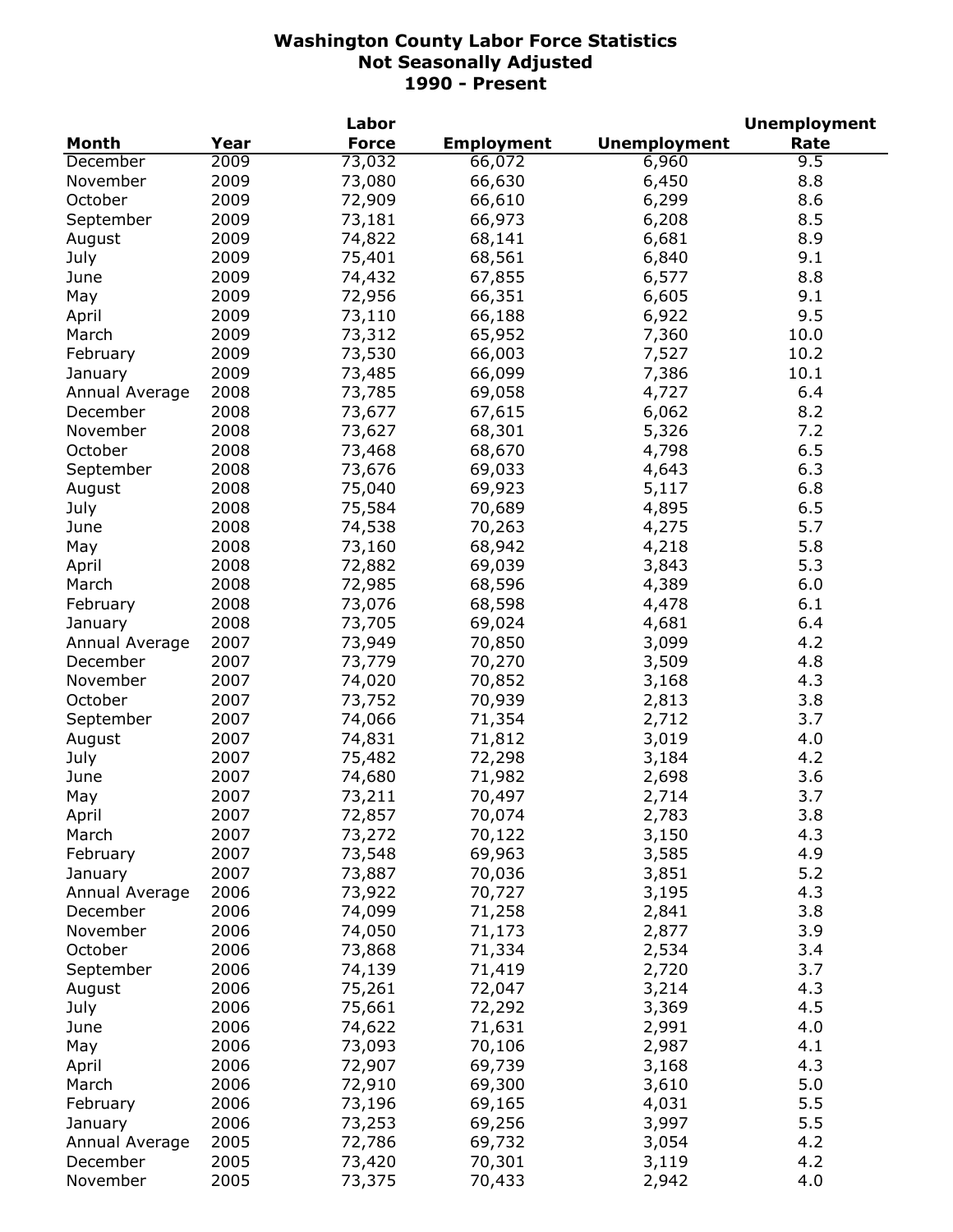**Washington County Labor Force Statistics**
**Not Seasonally Adjusted**
**1990 - Present**

| Month | Year | Labor Force | Employment | Unemployment | Unemployment Rate |
|---|---|---|---|---|---|
| December | 2009 | 73,032 | 66,072 | 6,960 | 9.5 |
| November | 2009 | 73,080 | 66,630 | 6,450 | 8.8 |
| October | 2009 | 72,909 | 66,610 | 6,299 | 8.6 |
| September | 2009 | 73,181 | 66,973 | 6,208 | 8.5 |
| August | 2009 | 74,822 | 68,141 | 6,681 | 8.9 |
| July | 2009 | 75,401 | 68,561 | 6,840 | 9.1 |
| June | 2009 | 74,432 | 67,855 | 6,577 | 8.8 |
| May | 2009 | 72,956 | 66,351 | 6,605 | 9.1 |
| April | 2009 | 73,110 | 66,188 | 6,922 | 9.5 |
| March | 2009 | 73,312 | 65,952 | 7,360 | 10.0 |
| February | 2009 | 73,530 | 66,003 | 7,527 | 10.2 |
| January | 2009 | 73,485 | 66,099 | 7,386 | 10.1 |
| Annual Average | 2008 | 73,785 | 69,058 | 4,727 | 6.4 |
| December | 2008 | 73,677 | 67,615 | 6,062 | 8.2 |
| November | 2008 | 73,627 | 68,301 | 5,326 | 7.2 |
| October | 2008 | 73,468 | 68,670 | 4,798 | 6.5 |
| September | 2008 | 73,676 | 69,033 | 4,643 | 6.3 |
| August | 2008 | 75,040 | 69,923 | 5,117 | 6.8 |
| July | 2008 | 75,584 | 70,689 | 4,895 | 6.5 |
| June | 2008 | 74,538 | 70,263 | 4,275 | 5.7 |
| May | 2008 | 73,160 | 68,942 | 4,218 | 5.8 |
| April | 2008 | 72,882 | 69,039 | 3,843 | 5.3 |
| March | 2008 | 72,985 | 68,596 | 4,389 | 6.0 |
| February | 2008 | 73,076 | 68,598 | 4,478 | 6.1 |
| January | 2008 | 73,705 | 69,024 | 4,681 | 6.4 |
| Annual Average | 2007 | 73,949 | 70,850 | 3,099 | 4.2 |
| December | 2007 | 73,779 | 70,270 | 3,509 | 4.8 |
| November | 2007 | 74,020 | 70,852 | 3,168 | 4.3 |
| October | 2007 | 73,752 | 70,939 | 2,813 | 3.8 |
| September | 2007 | 74,066 | 71,354 | 2,712 | 3.7 |
| August | 2007 | 74,831 | 71,812 | 3,019 | 4.0 |
| July | 2007 | 75,482 | 72,298 | 3,184 | 4.2 |
| June | 2007 | 74,680 | 71,982 | 2,698 | 3.6 |
| May | 2007 | 73,211 | 70,497 | 2,714 | 3.7 |
| April | 2007 | 72,857 | 70,074 | 2,783 | 3.8 |
| March | 2007 | 73,272 | 70,122 | 3,150 | 4.3 |
| February | 2007 | 73,548 | 69,963 | 3,585 | 4.9 |
| January | 2007 | 73,887 | 70,036 | 3,851 | 5.2 |
| Annual Average | 2006 | 73,922 | 70,727 | 3,195 | 4.3 |
| December | 2006 | 74,099 | 71,258 | 2,841 | 3.8 |
| November | 2006 | 74,050 | 71,173 | 2,877 | 3.9 |
| October | 2006 | 73,868 | 71,334 | 2,534 | 3.4 |
| September | 2006 | 74,139 | 71,419 | 2,720 | 3.7 |
| August | 2006 | 75,261 | 72,047 | 3,214 | 4.3 |
| July | 2006 | 75,661 | 72,292 | 3,369 | 4.5 |
| June | 2006 | 74,622 | 71,631 | 2,991 | 4.0 |
| May | 2006 | 73,093 | 70,106 | 2,987 | 4.1 |
| April | 2006 | 72,907 | 69,739 | 3,168 | 4.3 |
| March | 2006 | 72,910 | 69,300 | 3,610 | 5.0 |
| February | 2006 | 73,196 | 69,165 | 4,031 | 5.5 |
| January | 2006 | 73,253 | 69,256 | 3,997 | 5.5 |
| Annual Average | 2005 | 72,786 | 69,732 | 3,054 | 4.2 |
| December | 2005 | 73,420 | 70,301 | 3,119 | 4.2 |
| November | 2005 | 73,375 | 70,433 | 2,942 | 4.0 |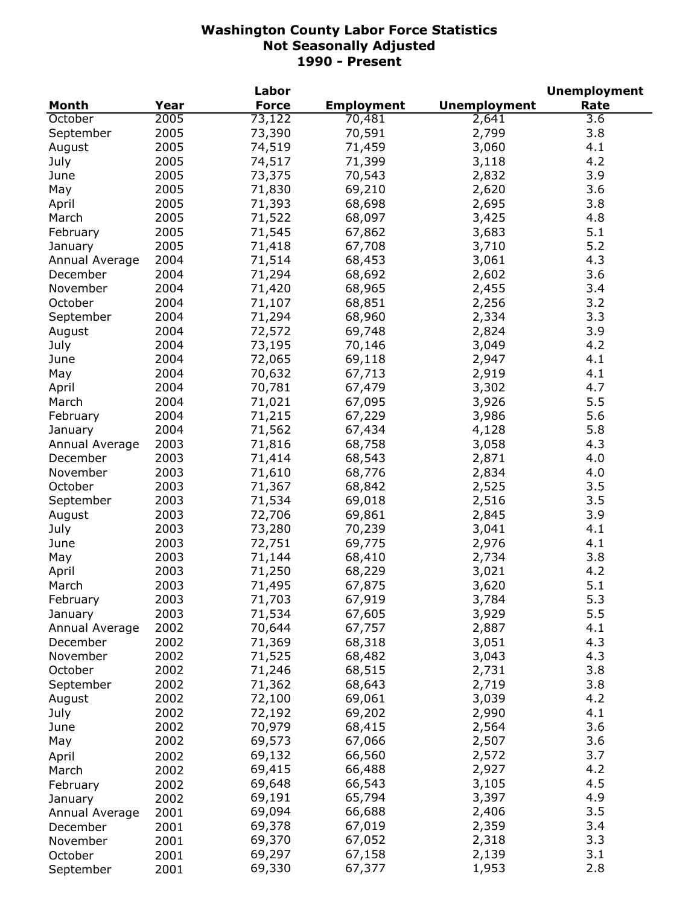**Washington County Labor Force Statistics**
**Not Seasonally Adjusted**
**1990 - Present**

| Month | Year | Labor Force | Employment | Unemployment | Unemployment Rate |
|---|---|---|---|---|---|
| October | 2005 | 73,122 | 70,481 | 2,641 | 3.6 |
| September | 2005 | 73,390 | 70,591 | 2,799 | 3.8 |
| August | 2005 | 74,519 | 71,459 | 3,060 | 4.1 |
| July | 2005 | 74,517 | 71,399 | 3,118 | 4.2 |
| June | 2005 | 73,375 | 70,543 | 2,832 | 3.9 |
| May | 2005 | 71,830 | 69,210 | 2,620 | 3.6 |
| April | 2005 | 71,393 | 68,698 | 2,695 | 3.8 |
| March | 2005 | 71,522 | 68,097 | 3,425 | 4.8 |
| February | 2005 | 71,545 | 67,862 | 3,683 | 5.1 |
| January | 2005 | 71,418 | 67,708 | 3,710 | 5.2 |
| Annual Average | 2004 | 71,514 | 68,453 | 3,061 | 4.3 |
| December | 2004 | 71,294 | 68,692 | 2,602 | 3.6 |
| November | 2004 | 71,420 | 68,965 | 2,455 | 3.4 |
| October | 2004 | 71,107 | 68,851 | 2,256 | 3.2 |
| September | 2004 | 71,294 | 68,960 | 2,334 | 3.3 |
| August | 2004 | 72,572 | 69,748 | 2,824 | 3.9 |
| July | 2004 | 73,195 | 70,146 | 3,049 | 4.2 |
| June | 2004 | 72,065 | 69,118 | 2,947 | 4.1 |
| May | 2004 | 70,632 | 67,713 | 2,919 | 4.1 |
| April | 2004 | 70,781 | 67,479 | 3,302 | 4.7 |
| March | 2004 | 71,021 | 67,095 | 3,926 | 5.5 |
| February | 2004 | 71,215 | 67,229 | 3,986 | 5.6 |
| January | 2004 | 71,562 | 67,434 | 4,128 | 5.8 |
| Annual Average | 2003 | 71,816 | 68,758 | 3,058 | 4.3 |
| December | 2003 | 71,414 | 68,543 | 2,871 | 4.0 |
| November | 2003 | 71,610 | 68,776 | 2,834 | 4.0 |
| October | 2003 | 71,367 | 68,842 | 2,525 | 3.5 |
| September | 2003 | 71,534 | 69,018 | 2,516 | 3.5 |
| August | 2003 | 72,706 | 69,861 | 2,845 | 3.9 |
| July | 2003 | 73,280 | 70,239 | 3,041 | 4.1 |
| June | 2003 | 72,751 | 69,775 | 2,976 | 4.1 |
| May | 2003 | 71,144 | 68,410 | 2,734 | 3.8 |
| April | 2003 | 71,250 | 68,229 | 3,021 | 4.2 |
| March | 2003 | 71,495 | 67,875 | 3,620 | 5.1 |
| February | 2003 | 71,703 | 67,919 | 3,784 | 5.3 |
| January | 2003 | 71,534 | 67,605 | 3,929 | 5.5 |
| Annual Average | 2002 | 70,644 | 67,757 | 2,887 | 4.1 |
| December | 2002 | 71,369 | 68,318 | 3,051 | 4.3 |
| November | 2002 | 71,525 | 68,482 | 3,043 | 4.3 |
| October | 2002 | 71,246 | 68,515 | 2,731 | 3.8 |
| September | 2002 | 71,362 | 68,643 | 2,719 | 3.8 |
| August | 2002 | 72,100 | 69,061 | 3,039 | 4.2 |
| July | 2002 | 72,192 | 69,202 | 2,990 | 4.1 |
| June | 2002 | 70,979 | 68,415 | 2,564 | 3.6 |
| May | 2002 | 69,573 | 67,066 | 2,507 | 3.6 |
| April | 2002 | 69,132 | 66,560 | 2,572 | 3.7 |
| March | 2002 | 69,415 | 66,488 | 2,927 | 4.2 |
| February | 2002 | 69,648 | 66,543 | 3,105 | 4.5 |
| January | 2002 | 69,191 | 65,794 | 3,397 | 4.9 |
| Annual Average | 2001 | 69,094 | 66,688 | 2,406 | 3.5 |
| December | 2001 | 69,378 | 67,019 | 2,359 | 3.4 |
| November | 2001 | 69,370 | 67,052 | 2,318 | 3.3 |
| October | 2001 | 69,297 | 67,158 | 2,139 | 3.1 |
| September | 2001 | 69,330 | 67,377 | 1,953 | 2.8 |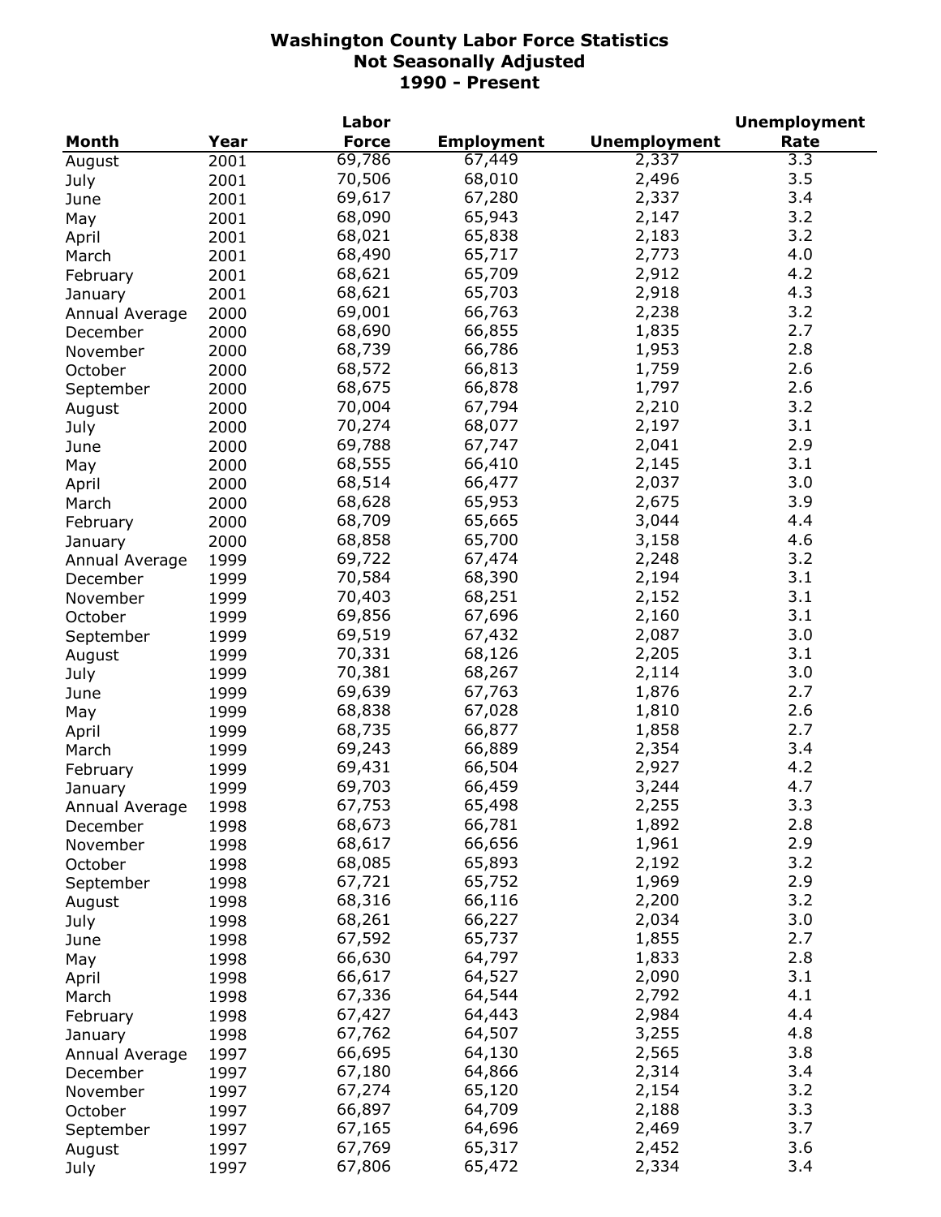# Washington County Labor Force Statistics
## Not Seasonally Adjusted
## 1990 - Present

| Month | Year | Labor Force | Employment | Unemployment | Unemployment Rate |
|---|---|---|---|---|---|
| August | 2001 | 69,786 | 67,449 | 2,337 | 3.3 |
| July | 2001 | 70,506 | 68,010 | 2,496 | 3.5 |
| June | 2001 | 69,617 | 67,280 | 2,337 | 3.4 |
| May | 2001 | 68,090 | 65,943 | 2,147 | 3.2 |
| April | 2001 | 68,021 | 65,838 | 2,183 | 3.2 |
| March | 2001 | 68,490 | 65,717 | 2,773 | 4.0 |
| February | 2001 | 68,621 | 65,709 | 2,912 | 4.2 |
| January | 2001 | 68,621 | 65,703 | 2,918 | 4.3 |
| Annual Average | 2000 | 69,001 | 66,763 | 2,238 | 3.2 |
| December | 2000 | 68,690 | 66,855 | 1,835 | 2.7 |
| November | 2000 | 68,739 | 66,786 | 1,953 | 2.8 |
| October | 2000 | 68,572 | 66,813 | 1,759 | 2.6 |
| September | 2000 | 68,675 | 66,878 | 1,797 | 2.6 |
| August | 2000 | 70,004 | 67,794 | 2,210 | 3.2 |
| July | 2000 | 70,274 | 68,077 | 2,197 | 3.1 |
| June | 2000 | 69,788 | 67,747 | 2,041 | 2.9 |
| May | 2000 | 68,555 | 66,410 | 2,145 | 3.1 |
| April | 2000 | 68,514 | 66,477 | 2,037 | 3.0 |
| March | 2000 | 68,628 | 65,953 | 2,675 | 3.9 |
| February | 2000 | 68,709 | 65,665 | 3,044 | 4.4 |
| January | 2000 | 68,858 | 65,700 | 3,158 | 4.6 |
| Annual Average | 1999 | 69,722 | 67,474 | 2,248 | 3.2 |
| December | 1999 | 70,584 | 68,390 | 2,194 | 3.1 |
| November | 1999 | 70,403 | 68,251 | 2,152 | 3.1 |
| October | 1999 | 69,856 | 67,696 | 2,160 | 3.1 |
| September | 1999 | 69,519 | 67,432 | 2,087 | 3.0 |
| August | 1999 | 70,331 | 68,126 | 2,205 | 3.1 |
| July | 1999 | 70,381 | 68,267 | 2,114 | 3.0 |
| June | 1999 | 69,639 | 67,763 | 1,876 | 2.7 |
| May | 1999 | 68,838 | 67,028 | 1,810 | 2.6 |
| April | 1999 | 68,735 | 66,877 | 1,858 | 2.7 |
| March | 1999 | 69,243 | 66,889 | 2,354 | 3.4 |
| February | 1999 | 69,431 | 66,504 | 2,927 | 4.2 |
| January | 1999 | 69,703 | 66,459 | 3,244 | 4.7 |
| Annual Average | 1998 | 67,753 | 65,498 | 2,255 | 3.3 |
| December | 1998 | 68,673 | 66,781 | 1,892 | 2.8 |
| November | 1998 | 68,617 | 66,656 | 1,961 | 2.9 |
| October | 1998 | 68,085 | 65,893 | 2,192 | 3.2 |
| September | 1998 | 67,721 | 65,752 | 1,969 | 2.9 |
| August | 1998 | 68,316 | 66,116 | 2,200 | 3.2 |
| July | 1998 | 68,261 | 66,227 | 2,034 | 3.0 |
| June | 1998 | 67,592 | 65,737 | 1,855 | 2.7 |
| May | 1998 | 66,630 | 64,797 | 1,833 | 2.8 |
| April | 1998 | 66,617 | 64,527 | 2,090 | 3.1 |
| March | 1998 | 67,336 | 64,544 | 2,792 | 4.1 |
| February | 1998 | 67,427 | 64,443 | 2,984 | 4.4 |
| January | 1998 | 67,762 | 64,507 | 3,255 | 4.8 |
| Annual Average | 1997 | 66,695 | 64,130 | 2,565 | 3.8 |
| December | 1997 | 67,180 | 64,866 | 2,314 | 3.4 |
| November | 1997 | 67,274 | 65,120 | 2,154 | 3.2 |
| October | 1997 | 66,897 | 64,709 | 2,188 | 3.3 |
| September | 1997 | 67,165 | 64,696 | 2,469 | 3.7 |
| August | 1997 | 67,769 | 65,317 | 2,452 | 3.6 |
| July | 1997 | 67,806 | 65,472 | 2,334 | 3.4 |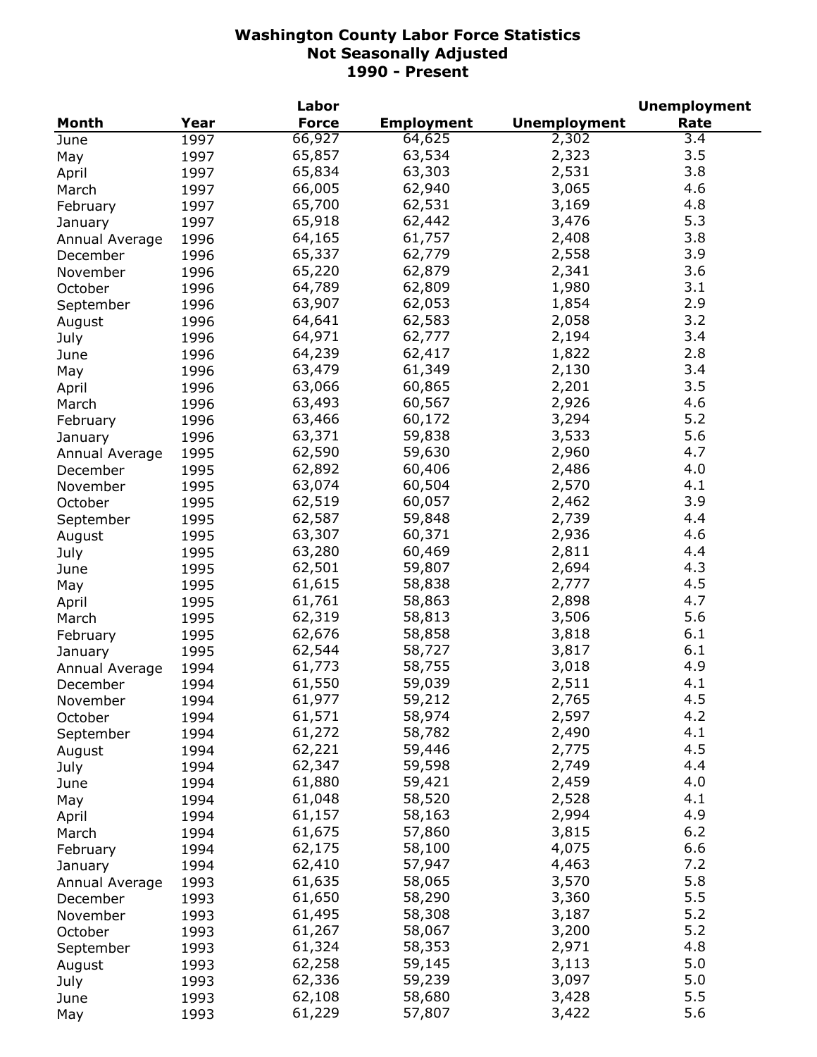# Washington County Labor Force Statistics
## Not Seasonally Adjusted
## 1990 - Present

| Month | Year | Labor Force | Employment | Unemployment | Unemployment Rate |
|---|---|---|---|---|---|
| June | 1997 | 66,927 | 64,625 | 2,302 | 3.4 |
| May | 1997 | 65,857 | 63,534 | 2,323 | 3.5 |
| April | 1997 | 65,834 | 63,303 | 2,531 | 3.8 |
| March | 1997 | 66,005 | 62,940 | 3,065 | 4.6 |
| February | 1997 | 65,700 | 62,531 | 3,169 | 4.8 |
| January | 1997 | 65,918 | 62,442 | 3,476 | 5.3 |
| Annual Average | 1996 | 64,165 | 61,757 | 2,408 | 3.8 |
| December | 1996 | 65,337 | 62,779 | 2,558 | 3.9 |
| November | 1996 | 65,220 | 62,879 | 2,341 | 3.6 |
| October | 1996 | 64,789 | 62,809 | 1,980 | 3.1 |
| September | 1996 | 63,907 | 62,053 | 1,854 | 2.9 |
| August | 1996 | 64,641 | 62,583 | 2,058 | 3.2 |
| July | 1996 | 64,971 | 62,777 | 2,194 | 3.4 |
| June | 1996 | 64,239 | 62,417 | 1,822 | 2.8 |
| May | 1996 | 63,479 | 61,349 | 2,130 | 3.4 |
| April | 1996 | 63,066 | 60,865 | 2,201 | 3.5 |
| March | 1996 | 63,493 | 60,567 | 2,926 | 4.6 |
| February | 1996 | 63,466 | 60,172 | 3,294 | 5.2 |
| January | 1996 | 63,371 | 59,838 | 3,533 | 5.6 |
| Annual Average | 1995 | 62,590 | 59,630 | 2,960 | 4.7 |
| December | 1995 | 62,892 | 60,406 | 2,486 | 4.0 |
| November | 1995 | 63,074 | 60,504 | 2,570 | 4.1 |
| October | 1995 | 62,519 | 60,057 | 2,462 | 3.9 |
| September | 1995 | 62,587 | 59,848 | 2,739 | 4.4 |
| August | 1995 | 63,307 | 60,371 | 2,936 | 4.6 |
| July | 1995 | 63,280 | 60,469 | 2,811 | 4.4 |
| June | 1995 | 62,501 | 59,807 | 2,694 | 4.3 |
| May | 1995 | 61,615 | 58,838 | 2,777 | 4.5 |
| April | 1995 | 61,761 | 58,863 | 2,898 | 4.7 |
| March | 1995 | 62,319 | 58,813 | 3,506 | 5.6 |
| February | 1995 | 62,676 | 58,858 | 3,818 | 6.1 |
| January | 1995 | 62,544 | 58,727 | 3,817 | 6.1 |
| Annual Average | 1994 | 61,773 | 58,755 | 3,018 | 4.9 |
| December | 1994 | 61,550 | 59,039 | 2,511 | 4.1 |
| November | 1994 | 61,977 | 59,212 | 2,765 | 4.5 |
| October | 1994 | 61,571 | 58,974 | 2,597 | 4.2 |
| September | 1994 | 61,272 | 58,782 | 2,490 | 4.1 |
| August | 1994 | 62,221 | 59,446 | 2,775 | 4.5 |
| July | 1994 | 62,347 | 59,598 | 2,749 | 4.4 |
| June | 1994 | 61,880 | 59,421 | 2,459 | 4.0 |
| May | 1994 | 61,048 | 58,520 | 2,528 | 4.1 |
| April | 1994 | 61,157 | 58,163 | 2,994 | 4.9 |
| March | 1994 | 61,675 | 57,860 | 3,815 | 6.2 |
| February | 1994 | 62,175 | 58,100 | 4,075 | 6.6 |
| January | 1994 | 62,410 | 57,947 | 4,463 | 7.2 |
| Annual Average | 1993 | 61,635 | 58,065 | 3,570 | 5.8 |
| December | 1993 | 61,650 | 58,290 | 3,360 | 5.5 |
| November | 1993 | 61,495 | 58,308 | 3,187 | 5.2 |
| October | 1993 | 61,267 | 58,067 | 3,200 | 5.2 |
| September | 1993 | 61,324 | 58,353 | 2,971 | 4.8 |
| August | 1993 | 62,258 | 59,145 | 3,113 | 5.0 |
| July | 1993 | 62,336 | 59,239 | 3,097 | 5.0 |
| June | 1993 | 62,108 | 58,680 | 3,428 | 5.5 |
| May | 1993 | 61,229 | 57,807 | 3,422 | 5.6 |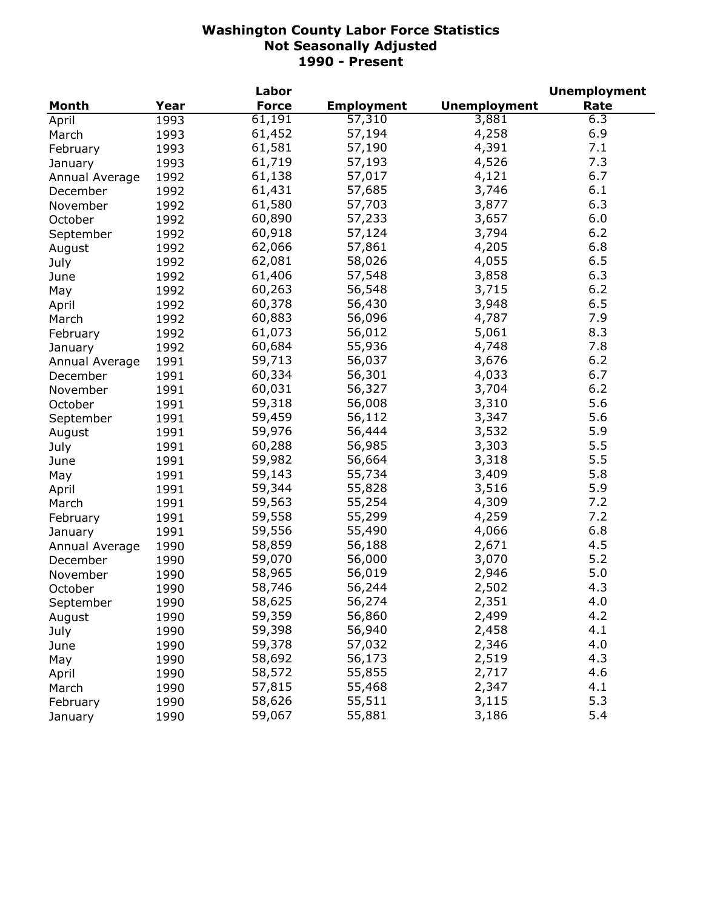# Washington County Labor Force Statistics
## Not Seasonally Adjusted
## 1990 - Present

| Month | Year | Labor Force | Employment | Unemployment | Unemployment Rate |
|---|---|---|---|---|---|
| April | 1993 | 61,191 | 57,310 | 3,881 | 6.3 |
| March | 1993 | 61,452 | 57,194 | 4,258 | 6.9 |
| February | 1993 | 61,581 | 57,190 | 4,391 | 7.1 |
| January | 1993 | 61,719 | 57,193 | 4,526 | 7.3 |
| Annual Average | 1992 | 61,138 | 57,017 | 4,121 | 6.7 |
| December | 1992 | 61,431 | 57,685 | 3,746 | 6.1 |
| November | 1992 | 61,580 | 57,703 | 3,877 | 6.3 |
| October | 1992 | 60,890 | 57,233 | 3,657 | 6.0 |
| September | 1992 | 60,918 | 57,124 | 3,794 | 6.2 |
| August | 1992 | 62,066 | 57,861 | 4,205 | 6.8 |
| July | 1992 | 62,081 | 58,026 | 4,055 | 6.5 |
| June | 1992 | 61,406 | 57,548 | 3,858 | 6.3 |
| May | 1992 | 60,263 | 56,548 | 3,715 | 6.2 |
| April | 1992 | 60,378 | 56,430 | 3,948 | 6.5 |
| March | 1992 | 60,883 | 56,096 | 4,787 | 7.9 |
| February | 1992 | 61,073 | 56,012 | 5,061 | 8.3 |
| January | 1992 | 60,684 | 55,936 | 4,748 | 7.8 |
| Annual Average | 1991 | 59,713 | 56,037 | 3,676 | 6.2 |
| December | 1991 | 60,334 | 56,301 | 4,033 | 6.7 |
| November | 1991 | 60,031 | 56,327 | 3,704 | 6.2 |
| October | 1991 | 59,318 | 56,008 | 3,310 | 5.6 |
| September | 1991 | 59,459 | 56,112 | 3,347 | 5.6 |
| August | 1991 | 59,976 | 56,444 | 3,532 | 5.9 |
| July | 1991 | 60,288 | 56,985 | 3,303 | 5.5 |
| June | 1991 | 59,982 | 56,664 | 3,318 | 5.5 |
| May | 1991 | 59,143 | 55,734 | 3,409 | 5.8 |
| April | 1991 | 59,344 | 55,828 | 3,516 | 5.9 |
| March | 1991 | 59,563 | 55,254 | 4,309 | 7.2 |
| February | 1991 | 59,558 | 55,299 | 4,259 | 7.2 |
| January | 1991 | 59,556 | 55,490 | 4,066 | 6.8 |
| Annual Average | 1990 | 58,859 | 56,188 | 2,671 | 4.5 |
| December | 1990 | 59,070 | 56,000 | 3,070 | 5.2 |
| November | 1990 | 58,965 | 56,019 | 2,946 | 5.0 |
| October | 1990 | 58,746 | 56,244 | 2,502 | 4.3 |
| September | 1990 | 58,625 | 56,274 | 2,351 | 4.0 |
| August | 1990 | 59,359 | 56,860 | 2,499 | 4.2 |
| July | 1990 | 59,398 | 56,940 | 2,458 | 4.1 |
| June | 1990 | 59,378 | 57,032 | 2,346 | 4.0 |
| May | 1990 | 58,692 | 56,173 | 2,519 | 4.3 |
| April | 1990 | 58,572 | 55,855 | 2,717 | 4.6 |
| March | 1990 | 57,815 | 55,468 | 2,347 | 4.1 |
| February | 1990 | 58,626 | 55,511 | 3,115 | 5.3 |
| January | 1990 | 59,067 | 55,881 | 3,186 | 5.4 |